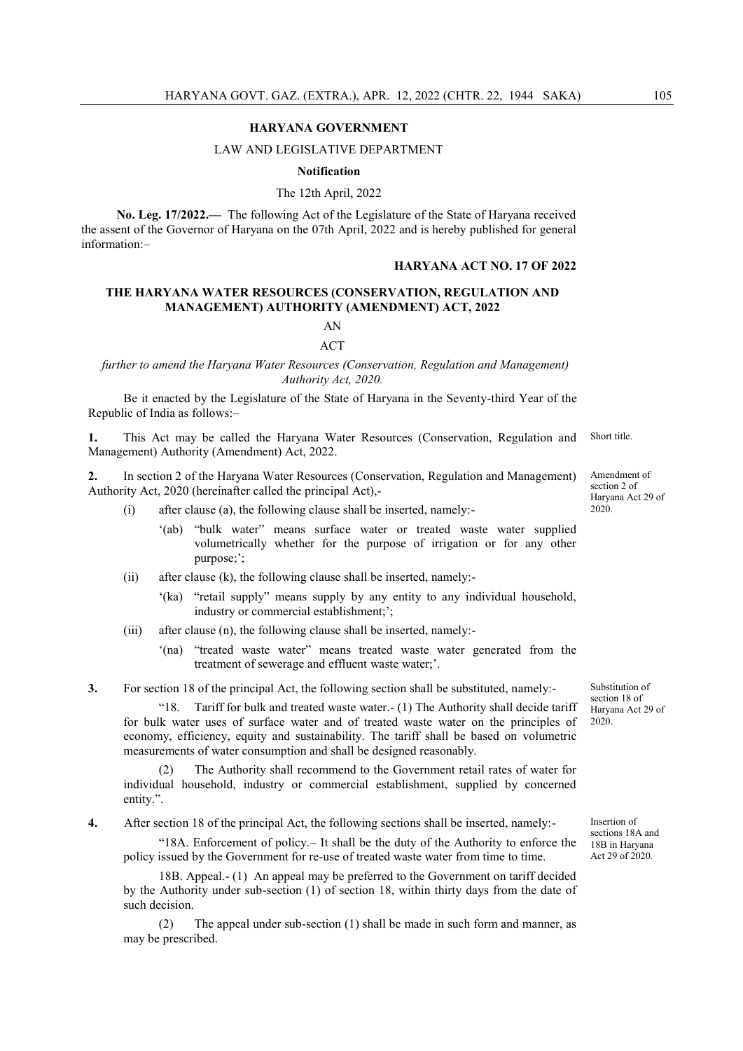**HARYANA GOVERNMENT**

LAW AND LEGISLATIVE DEPARTMENT

**Notification**

The 12th April, 2022

**No. Leg. 17/2022.—** The following Act of the Legislature of the State of Haryana received the assent of the Governor of Haryana on the 07th April, 2022 and is hereby published for general information:–

**HARYANA ACT NO. 17 OF 2022**

**THE HARYANA WATER RESOURCES (CONSERVATION, REGULATION AND MANAGEMENT) AUTHORITY (AMENDMENT) ACT, 2022**

AN

ACT

*further to amend the Haryana Water Resources (Conservation, Regulation and Management) Authority Act, 2020.*

Be it enacted by the Legislature of the State of Haryana in the Seventy-third Year of the Republic of India as follows:–

Short title.

**1.** This Act may be called the Haryana Water Resources (Conservation, Regulation and Management) Authority (Amendment) Act, 2022.

Amendment of section 2 of Haryana Act 29 of 2020.

**2.** In section 2 of the Haryana Water Resources (Conservation, Regulation and Management) Authority Act, 2020 (hereinafter called the principal Act),-

(i) after clause (a), the following clause shall be inserted, namely:-

'(ab) "bulk water" means surface water or treated waste water supplied volumetrically whether for the purpose of irrigation or for any other purpose;';

(ii) after clause (k), the following clause shall be inserted, namely:-

'(ka) "retail supply" means supply by any entity to any individual household, industry or commercial establishment;';

(iii) after clause (n), the following clause shall be inserted, namely:-

'(na) "treated waste water" means treated waste water generated from the treatment of sewerage and effluent waste water;'.

Substitution of section 18 of Haryana Act 29 of 2020.

**3.** For section 18 of the principal Act, the following section shall be substituted, namely:-

"18. Tariff for bulk and treated waste water.- (1) The Authority shall decide tariff for bulk water uses of surface water and of treated waste water on the principles of economy, efficiency, equity and sustainability. The tariff shall be based on volumetric measurements of water consumption and shall be designed reasonably.

(2) The Authority shall recommend to the Government retail rates of water for individual household, industry or commercial establishment, supplied by concerned entity.".

Insertion of sections 18A and 18B in Haryana Act 29 of 2020.

**4.** After section 18 of the principal Act, the following sections shall be inserted, namely:-

"18A. Enforcement of policy.– It shall be the duty of the Authority to enforce the policy issued by the Government for re-use of treated waste water from time to time.

18B. Appeal.- (1) An appeal may be preferred to the Government on tariff decided by the Authority under sub-section (1) of section 18, within thirty days from the date of such decision.

(2) The appeal under sub-section (1) shall be made in such form and manner, as may be prescribed.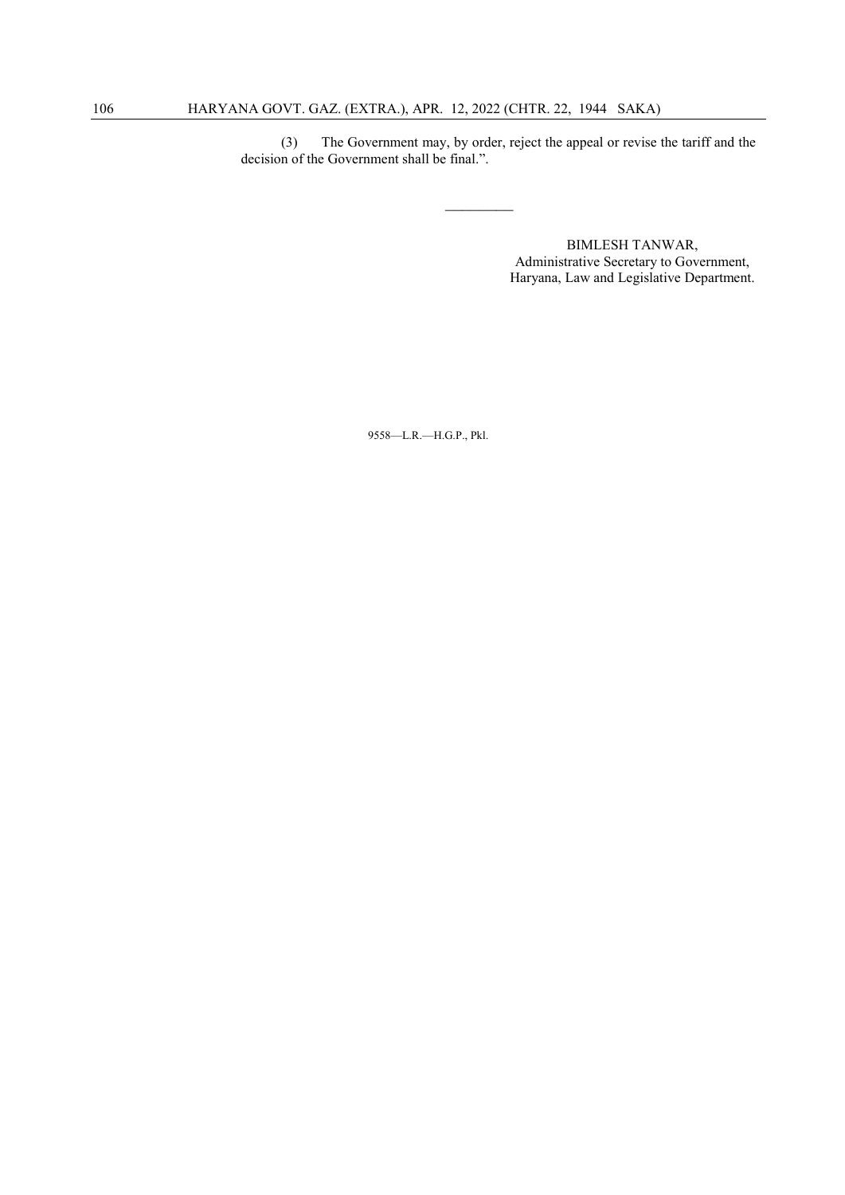(3) The Government may, by order, reject the appeal or revise the tariff and the decision of the Government shall be final.".

---

BIMLESH TANWAR,
Administrative Secretary to Government,
Haryana, Law and Legislative Department.

9558—L.R.—H.G.P., Pkl.